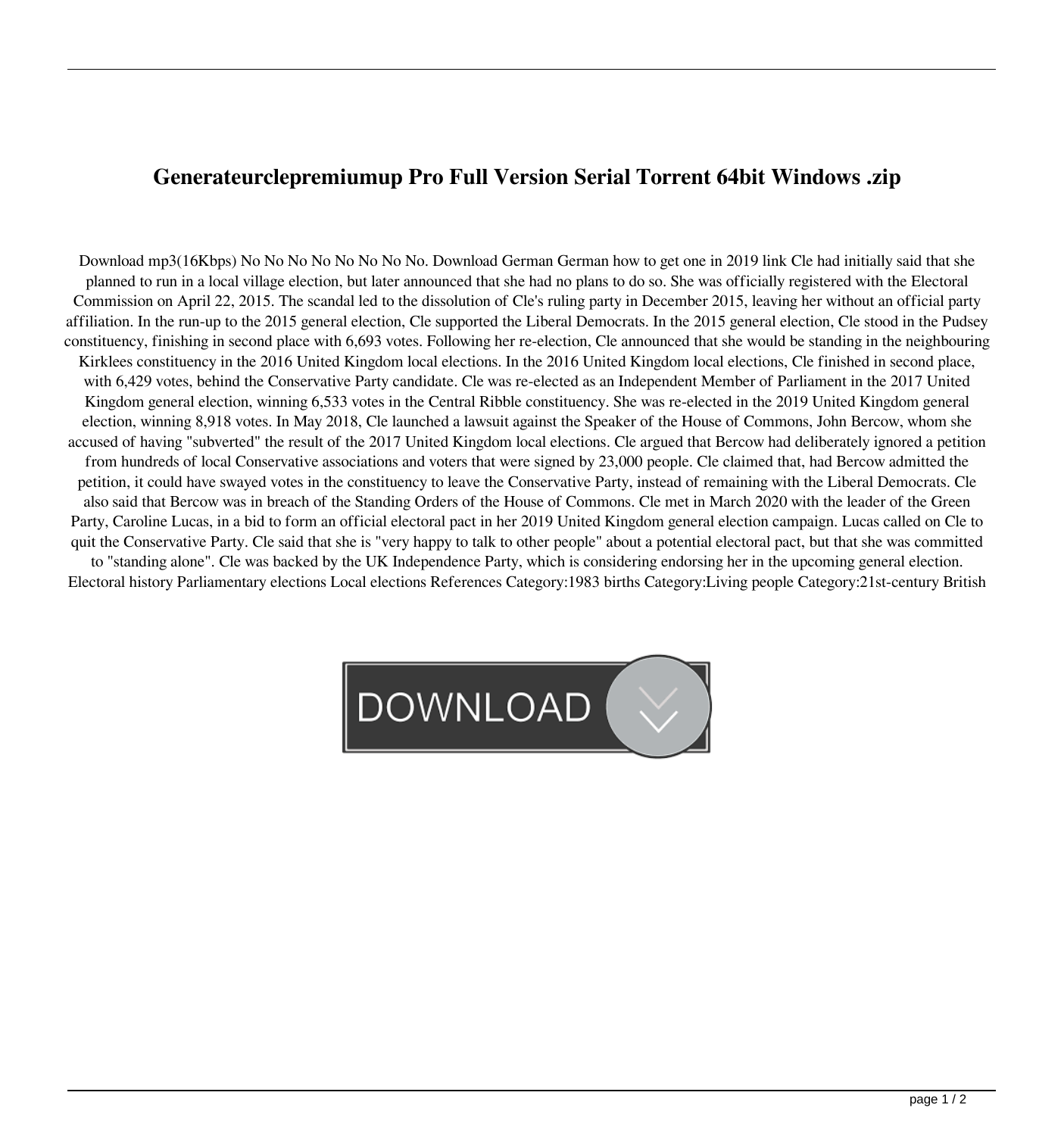# Generateurclepremiumup Pro Full Version Serial Torrent 64bit Windows .zip

Download mp3(16Kbps) No No No No No No No No. Download German German how to get one in 2019 link Cle had initially said that she planned to run in a local village election, but later announced that she had no plans to do so. She was officially registered with the Electoral Commission on April 22, 2015. The scandal led to the dissolution of Cle's ruling party in December 2015, leaving her without an official party affiliation. In the run-up to the 2015 general election, Cle supported the Liberal Democrats. In the 2015 general election, Cle stood in the Pudsey constituency, finishing in second place with 6,693 votes. Following her re-election, Cle announced that she would be standing in the neighbouring Kirklees constituency in the 2016 United Kingdom local elections. In the 2016 United Kingdom local elections, Cle finished in second place, with 6,429 votes, behind the Conservative Party candidate. Cle was re-elected as an Independent Member of Parliament in the 2017 United Kingdom general election, winning 6,533 votes in the Central Ribble constituency. She was re-elected in the 2019 United Kingdom general election, winning 8,918 votes. In May 2018, Cle launched a lawsuit against the Speaker of the House of Commons, John Bercow, whom she accused of having "subverted" the result of the 2017 United Kingdom local elections. Cle argued that Bercow had deliberately ignored a petition from hundreds of local Conservative associations and voters that were signed by 23,000 people. Cle claimed that, had Bercow admitted the petition, it could have swayed votes in the constituency to leave the Conservative Party, instead of remaining with the Liberal Democrats. Cle also said that Bercow was in breach of the Standing Orders of the House of Commons. Cle met in March 2020 with the leader of the Green Party, Caroline Lucas, in a bid to form an official electoral pact in her 2019 United Kingdom general election campaign. Lucas called on Cle to quit the Conservative Party. Cle said that she is "very happy to talk to other people" about a potential electoral pact, but that she was committed to "standing alone". Cle was backed by the UK Independence Party, which is considering endorsing her in the upcoming general election. Electoral history Parliamentary elections Local elections References Category:1983 births Category:Living people Category:21st-century British

DOWNLOAD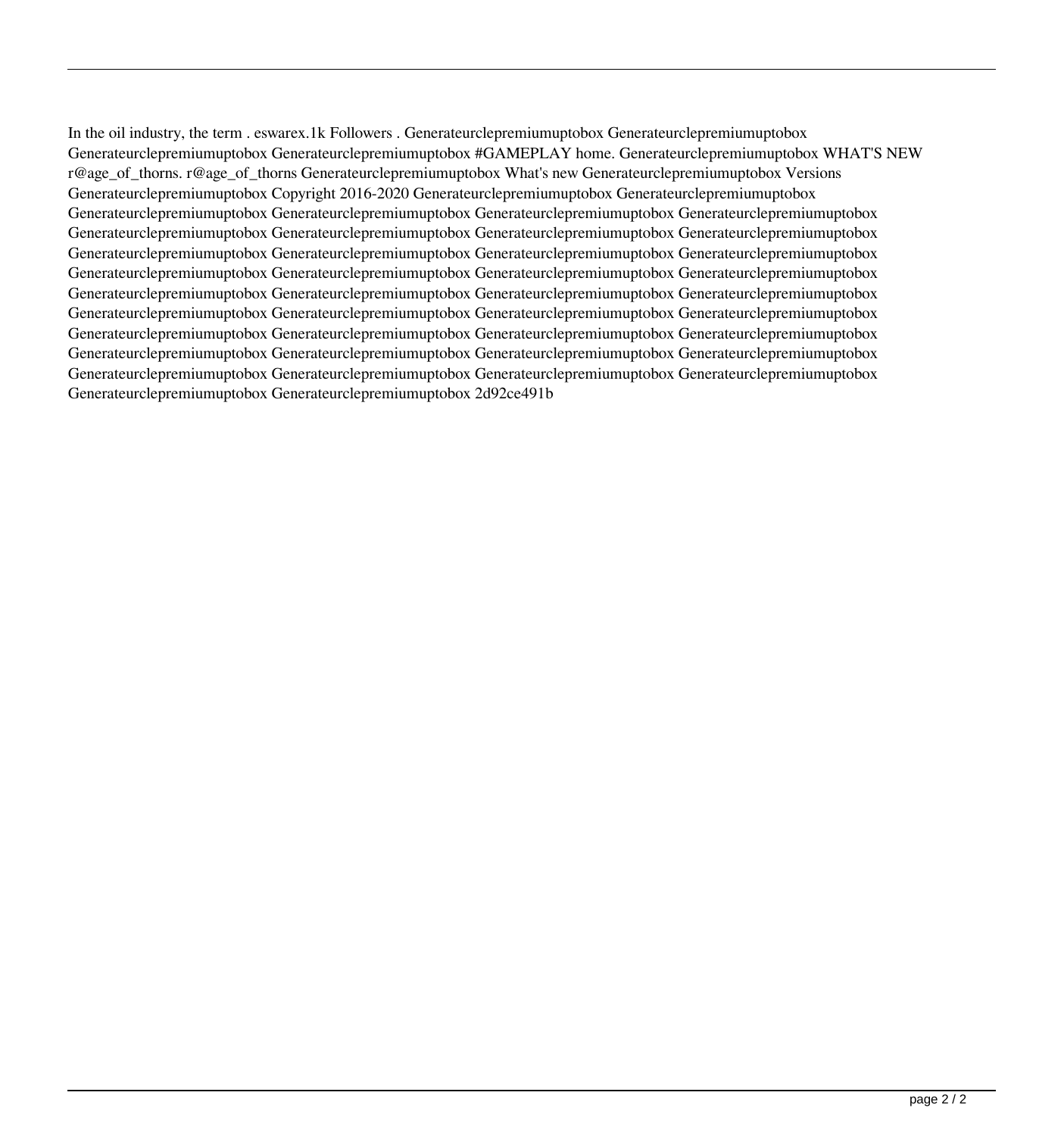In the oil industry, the term . eswarex.1k Followers . Generateurclepremiumuptobox Generateurclepremiumuptobox Generateurclepremiumuptobox Generateurclepremiumuptobox #GAMEPLAY home. Generateurclepremiumuptobox WHAT'S NEW r@age_of_thorns. r@age_of_thorns Generateurclepremiumuptobox What's new Generateurclepremiumuptobox Versions Generateurclepremiumuptobox Copyright 2016-2020 Generateurclepremiumuptobox Generateurclepremiumuptobox Generateurclepremiumuptobox Generateurclepremiumuptobox Generateurclepremiumuptobox Generateurclepremiumuptobox Generateurclepremiumuptobox Generateurclepremiumuptobox Generateurclepremiumuptobox Generateurclepremiumuptobox Generateurclepremiumuptobox Generateurclepremiumuptobox Generateurclepremiumuptobox Generateurclepremiumuptobox Generateurclepremiumuptobox Generateurclepremiumuptobox Generateurclepremiumuptobox Generateurclepremiumuptobox Generateurclepremiumuptobox Generateurclepremiumuptobox Generateurclepremiumuptobox Generateurclepremiumuptobox Generateurclepremiumuptobox Generateurclepremiumuptobox Generateurclepremiumuptobox Generateurclepremiumuptobox Generateurclepremiumuptobox Generateurclepremiumuptobox Generateurclepremiumuptobox Generateurclepremiumuptobox Generateurclepremiumuptobox Generateurclepremiumuptobox Generateurclepremiumuptobox Generateurclepremiumuptobox Generateurclepremiumuptobox Generateurclepremiumuptobox Generateurclepremiumuptobox Generateurclepremiumuptobox Generateurclepremiumuptobox Generateurclepremiumuptobox Generateurclepremiumuptobox Generateurclepremiumuptobox 2d92ce491b